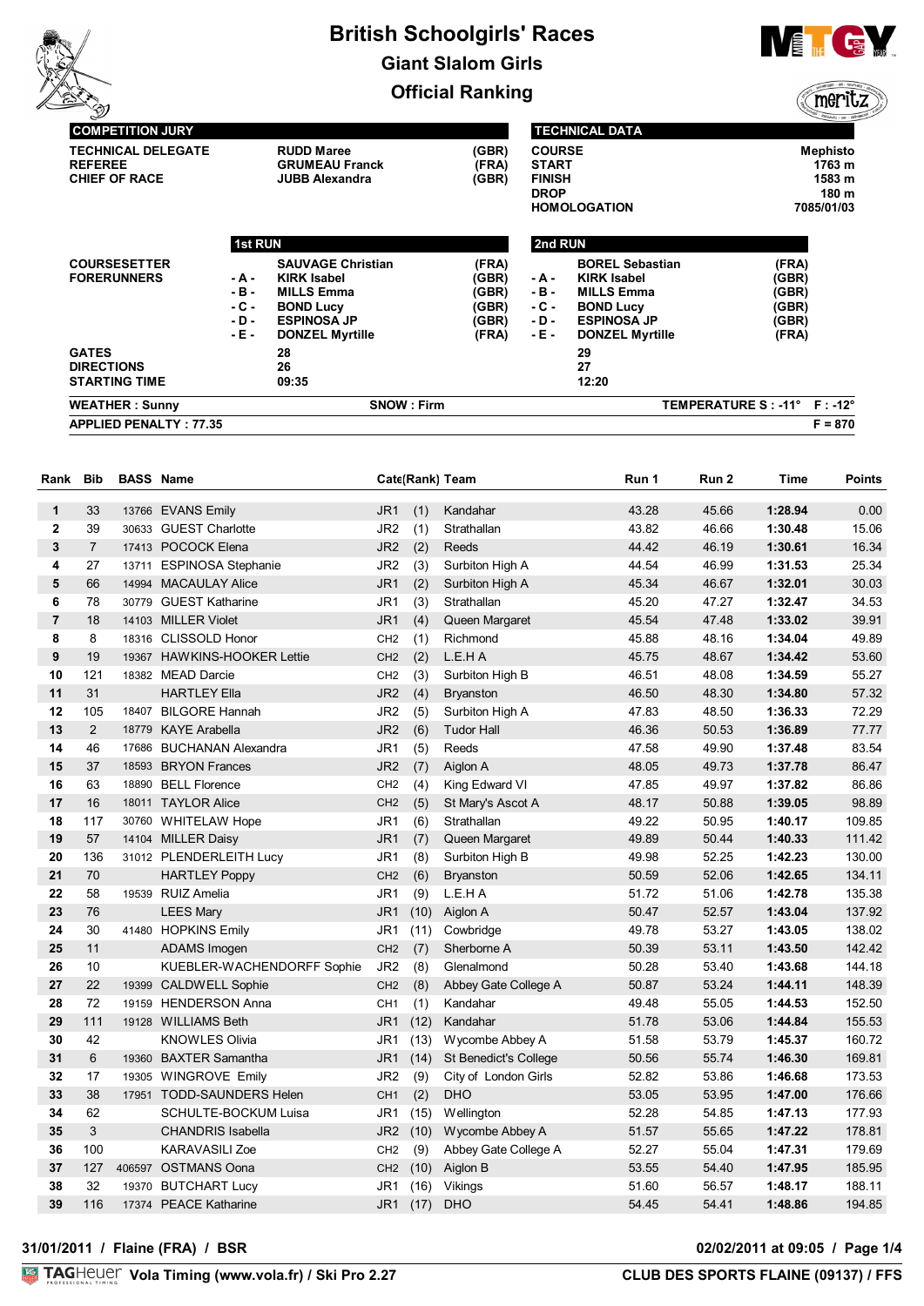# British Schoolgirls' Races

## Giant Slalom Girls

## Official Ranking

| COMPETITION JURY | | |
|---|---|---|
| TECHNICAL DELEGATE | RUDD Maree | (GBR) |
| REFEREE | GRUMEAU Franck | (FRA) |
| CHIEF OF RACE | JUBB Alexandra | (GBR) |

| TECHNICAL DATA | |
|---|---|
| COURSE | Mephisto |
| START | 1763 m |
| FINISH | 1583 m |
| DROP | 180 m |
| HOMOLOGATION | 7085/01/03 |

| | | 1st RUN | | | 2nd RUN | |
|---|---|---|---|---|---|---|
| COURSESETTER | | SAUVAGE Christian | (FRA) | | BOREL Sebastian | (FRA) |
| FORERUNNERS | - A - | KIRK Isabel | (GBR) | - A - | KIRK Isabel | (GBR) |
| | - B - | MILLS Emma | (GBR) | - B - | MILLS Emma | (GBR) |
| | - C - | BOND Lucy | (GBR) | - C - | BOND Lucy | (GBR) |
| | - D - | ESPINOSA JP | (GBR) | - D - | ESPINOSA JP | (GBR) |
| | - E - | DONZEL Myrtille | (FRA) | - E - | DONZEL Myrtille | (FRA) |
| GATES | | 28 | | | 29 | |
| DIRECTIONS | | 26 | | | 27 | |
| STARTING TIME | | 09:35 | | | 12:20 | |

WEATHER : Sunny — SNOW : Firm — TEMPERATURE S : -11° F : -12°

APPLIED PENALTY : 77.35 — F = 870

| Rank | Bib | BASS | Name | Cat | (Rank) | Team | Run 1 | Run 2 | Time | Points |
|---|---|---|---|---|---|---|---|---|---|---|
| 1 | 33 | 13766 | EVANS Emily | JR1 | (1) | Kandahar | 43.28 | 45.66 | 1:28.94 | 0.00 |
| 2 | 39 | 30633 | GUEST Charlotte | JR2 | (1) | Strathallan | 43.82 | 46.66 | 1:30.48 | 15.06 |
| 3 | 7 | 17413 | POCOCK Elena | JR2 | (2) | Reeds | 44.42 | 46.19 | 1:30.61 | 16.34 |
| 4 | 27 | 13711 | ESPINOSA Stephanie | JR2 | (3) | Surbiton High A | 44.54 | 46.99 | 1:31.53 | 25.34 |
| 5 | 66 | 14994 | MACAULAY Alice | JR1 | (2) | Surbiton High A | 45.34 | 46.67 | 1:32.01 | 30.03 |
| 6 | 78 | 30779 | GUEST Katharine | JR1 | (3) | Strathallan | 45.20 | 47.27 | 1:32.47 | 34.53 |
| 7 | 18 | 14103 | MILLER Violet | JR1 | (4) | Queen Margaret | 45.54 | 47.48 | 1:33.02 | 39.91 |
| 8 | 8 | 18316 | CLISSOLD Honor | CH2 | (1) | Richmond | 45.88 | 48.16 | 1:34.04 | 49.89 |
| 9 | 19 | 19367 | HAWKINS-HOOKER Lettie | CH2 | (2) | L.E.H A | 45.75 | 48.67 | 1:34.42 | 53.60 |
| 10 | 121 | 18382 | MEAD Darcie | CH2 | (3) | Surbiton High B | 46.51 | 48.08 | 1:34.59 | 55.27 |
| 11 | 31 | | HARTLEY Ella | JR2 | (4) | Bryanston | 46.50 | 48.30 | 1:34.80 | 57.32 |
| 12 | 105 | 18407 | BILGORE Hannah | JR2 | (5) | Surbiton High A | 47.83 | 48.50 | 1:36.33 | 72.29 |
| 13 | 2 | 18779 | KAYE Arabella | JR2 | (6) | Tudor Hall | 46.36 | 50.53 | 1:36.89 | 77.77 |
| 14 | 46 | 17686 | BUCHANAN Alexandra | JR1 | (5) | Reeds | 47.58 | 49.90 | 1:37.48 | 83.54 |
| 15 | 37 | 18593 | BRYON Frances | JR2 | (7) | Aiglon A | 48.05 | 49.73 | 1:37.78 | 86.47 |
| 16 | 63 | 18890 | BELL Florence | CH2 | (4) | King Edward VI | 47.85 | 49.97 | 1:37.82 | 86.86 |
| 17 | 16 | 18011 | TAYLOR Alice | CH2 | (5) | St Mary's Ascot A | 48.17 | 50.88 | 1:39.05 | 98.89 |
| 18 | 117 | 30760 | WHITELAW Hope | JR1 | (6) | Strathallan | 49.22 | 50.95 | 1:40.17 | 109.85 |
| 19 | 57 | 14104 | MILLER Daisy | JR1 | (7) | Queen Margaret | 49.89 | 50.44 | 1:40.33 | 111.42 |
| 20 | 136 | 31012 | PLENDERLEITH Lucy | JR1 | (8) | Surbiton High B | 49.98 | 52.25 | 1:42.23 | 130.00 |
| 21 | 70 | | HARTLEY Poppy | CH2 | (6) | Bryanston | 50.59 | 52.06 | 1:42.65 | 134.11 |
| 22 | 58 | 19539 | RUIZ Amelia | JR1 | (9) | L.E.H A | 51.72 | 51.06 | 1:42.78 | 135.38 |
| 23 | 76 | | LEES Mary | JR1 | (10) | Aiglon A | 50.47 | 52.57 | 1:43.04 | 137.92 |
| 24 | 30 | 41480 | HOPKINS Emily | JR1 | (11) | Cowbridge | 49.78 | 53.27 | 1:43.05 | 138.02 |
| 25 | 11 | | ADAMS Imogen | CH2 | (7) | Sherborne A | 50.39 | 53.11 | 1:43.50 | 142.42 |
| 26 | 10 | | KUEBLER-WACHENDORFF Sophie | JR2 | (8) | Glenalmond | 50.28 | 53.40 | 1:43.68 | 144.18 |
| 27 | 22 | 19399 | CALDWELL Sophie | CH2 | (8) | Abbey Gate College A | 50.87 | 53.24 | 1:44.11 | 148.39 |
| 28 | 72 | 19159 | HENDERSON Anna | CH1 | (1) | Kandahar | 49.48 | 55.05 | 1:44.53 | 152.50 |
| 29 | 111 | 19128 | WILLIAMS Beth | JR1 | (12) | Kandahar | 51.78 | 53.06 | 1:44.84 | 155.53 |
| 30 | 42 | | KNOWLES Olivia | JR1 | (13) | Wycombe Abbey A | 51.58 | 53.79 | 1:45.37 | 160.72 |
| 31 | 6 | 19360 | BAXTER Samantha | JR1 | (14) | St Benedict's College | 50.56 | 55.74 | 1:46.30 | 169.81 |
| 32 | 17 | 19305 | WINGROVE Emily | JR2 | (9) | City of London Girls | 52.82 | 53.86 | 1:46.68 | 173.53 |
| 33 | 38 | 17951 | TODD-SAUNDERS Helen | CH1 | (2) | DHO | 53.05 | 53.95 | 1:47.00 | 176.66 |
| 34 | 62 | | SCHULTE-BOCKUM Luisa | JR1 | (15) | Wellington | 52.28 | 54.85 | 1:47.13 | 177.93 |
| 35 | 3 | | CHANDRIS Isabella | JR2 | (10) | Wycombe Abbey A | 51.57 | 55.65 | 1:47.22 | 178.81 |
| 36 | 100 | | KARAVASILI Zoe | CH2 | (9) | Abbey Gate College A | 52.27 | 55.04 | 1:47.31 | 179.69 |
| 37 | 127 | 406597 | OSTMANS Oona | CH2 | (10) | Aiglon B | 53.55 | 54.40 | 1:47.95 | 185.95 |
| 38 | 32 | 19370 | BUTCHART Lucy | JR1 | (16) | Vikings | 51.60 | 56.57 | 1:48.17 | 188.11 |
| 39 | 116 | 17374 | PEACE Katharine | JR1 | (17) | DHO | 54.45 | 54.41 | 1:48.86 | 194.85 |

31/01/2011 / Flaine (FRA) / BSR — 02/02/2011 at 09:05

Vola Timing (www.vola.fr) / Ski Pro 2.27 — CLUB DES SPORTS FLAINE (09137) / FFS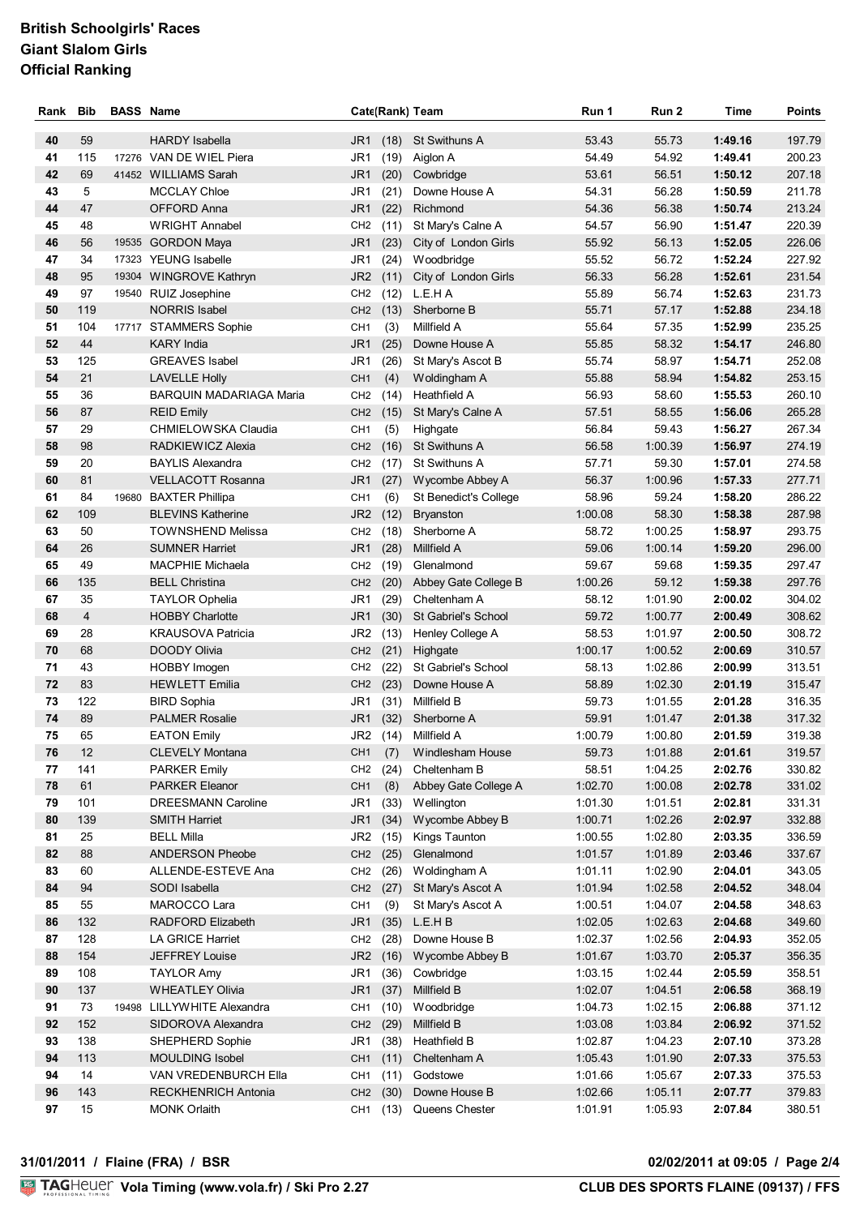**British Schoolgirls' Races**
**Giant Slalom Girls**
**Official Ranking**

| Rank | Bib | BASS | Name | Cate | (Rank) | Team | Run 1 | Run 2 | Time | Points |
|---|---|---|---|---|---|---|---|---|---|---|
| 40 | 59 | | HARDY Isabella | JR1 | (18) | St Swithuns A | 53.43 | 55.73 | **1:49.16** | 197.79 |
| 41 | 115 | 17276 | VAN DE WIEL Piera | JR1 | (19) | Aiglon A | 54.49 | 54.92 | **1:49.41** | 200.23 |
| 42 | 69 | 41452 | WILLIAMS Sarah | JR1 | (20) | Cowbridge | 53.61 | 56.51 | **1:50.12** | 207.18 |
| 43 | 5 | | MCCLAY Chloe | JR1 | (21) | Downe House A | 54.31 | 56.28 | **1:50.59** | 211.78 |
| 44 | 47 | | OFFORD Anna | JR1 | (22) | Richmond | 54.36 | 56.38 | **1:50.74** | 213.24 |
| 45 | 48 | | WRIGHT Annabel | CH2 | (11) | St Mary's Calne A | 54.57 | 56.90 | **1:51.47** | 220.39 |
| 46 | 56 | 19535 | GORDON Maya | JR1 | (23) | City of London Girls | 55.92 | 56.13 | **1:52.05** | 226.06 |
| 47 | 34 | 17323 | YEUNG Isabelle | JR1 | (24) | Woodbridge | 55.52 | 56.72 | **1:52.24** | 227.92 |
| 48 | 95 | 19304 | WINGROVE Kathryn | JR2 | (11) | City of London Girls | 56.33 | 56.28 | **1:52.61** | 231.54 |
| 49 | 97 | 19540 | RUIZ Josephine | CH2 | (12) | L.E.H A | 55.89 | 56.74 | **1:52.63** | 231.73 |
| 50 | 119 | | NORRIS Isabel | CH2 | (13) | Sherborne B | 55.71 | 57.17 | **1:52.88** | 234.18 |
| 51 | 104 | 17717 | STAMMERS Sophie | CH1 | (3) | Millfield A | 55.64 | 57.35 | **1:52.99** | 235.25 |
| 52 | 44 | | KARY India | JR1 | (25) | Downe House A | 55.85 | 58.32 | **1:54.17** | 246.80 |
| 53 | 125 | | GREAVES Isabel | JR1 | (26) | St Mary's Ascot B | 55.74 | 58.97 | **1:54.71** | 252.08 |
| 54 | 21 | | LAVELLE Holly | CH1 | (4) | Woldingham A | 55.88 | 58.94 | **1:54.82** | 253.15 |
| 55 | 36 | | BARQUIN MADARIAGA Maria | CH2 | (14) | Heathfield A | 56.93 | 58.60 | **1:55.53** | 260.10 |
| 56 | 87 | | REID Emily | CH2 | (15) | St Mary's Calne A | 57.51 | 58.55 | **1:56.06** | 265.28 |
| 57 | 29 | | CHMIELOWSKA Claudia | CH1 | (5) | Highgate | 56.84 | 59.43 | **1:56.27** | 267.34 |
| 58 | 98 | | RADKIEWICZ Alexia | CH2 | (16) | St Swithuns A | 56.58 | 1:00.39 | **1:56.97** | 274.19 |
| 59 | 20 | | BAYLIS Alexandra | CH2 | (17) | St Swithuns A | 57.71 | 59.30 | **1:57.01** | 274.58 |
| 60 | 81 | | VELLACOTT Rosanna | JR1 | (27) | Wycombe Abbey A | 56.37 | 1:00.96 | **1:57.33** | 277.71 |
| 61 | 84 | 19680 | BAXTER Phillipa | CH1 | (6) | St Benedict's College | 58.96 | 59.24 | **1:58.20** | 286.22 |
| 62 | 109 | | BLEVINS Katherine | JR2 | (12) | Bryanston | 1:00.08 | 58.30 | **1:58.38** | 287.98 |
| 63 | 50 | | TOWNSHEND Melissa | CH2 | (18) | Sherborne A | 58.72 | 1:00.25 | **1:58.97** | 293.75 |
| 64 | 26 | | SUMNER Harriet | JR1 | (28) | Millfield A | 59.06 | 1:00.14 | **1:59.20** | 296.00 |
| 65 | 49 | | MACPHIE Michaela | CH2 | (19) | Glenalmond | 59.67 | 59.68 | **1:59.35** | 297.47 |
| 66 | 135 | | BELL Christina | CH2 | (20) | Abbey Gate College B | 1:00.26 | 59.12 | **1:59.38** | 297.76 |
| 67 | 35 | | TAYLOR Ophelia | JR1 | (29) | Cheltenham A | 58.12 | 1:01.90 | **2:00.02** | 304.02 |
| 68 | 4 | | HOBBY Charlotte | JR1 | (30) | St Gabriel's School | 59.72 | 1:00.77 | **2:00.49** | 308.62 |
| 69 | 28 | | KRAUSOVA Patricia | JR2 | (13) | Henley College A | 58.53 | 1:01.97 | **2:00.50** | 308.72 |
| 70 | 68 | | DOODY Olivia | CH2 | (21) | Highgate | 1:00.17 | 1:00.52 | **2:00.69** | 310.57 |
| 71 | 43 | | HOBBY Imogen | CH2 | (22) | St Gabriel's School | 58.13 | 1:02.86 | **2:00.99** | 313.51 |
| 72 | 83 | | HEWLETT Emilia | CH2 | (23) | Downe House A | 58.89 | 1:02.30 | **2:01.19** | 315.47 |
| 73 | 122 | | BIRD Sophia | JR1 | (31) | Millfield B | 59.73 | 1:01.55 | **2:01.28** | 316.35 |
| 74 | 89 | | PALMER Rosalie | JR1 | (32) | Sherborne A | 59.91 | 1:01.47 | **2:01.38** | 317.32 |
| 75 | 65 | | EATON Emily | JR2 | (14) | Millfield A | 1:00.79 | 1:00.80 | **2:01.59** | 319.38 |
| 76 | 12 | | CLEVELY Montana | CH1 | (7) | Windlesham House | 59.73 | 1:01.88 | **2:01.61** | 319.57 |
| 77 | 141 | | PARKER Emily | CH2 | (24) | Cheltenham B | 58.51 | 1:04.25 | **2:02.76** | 330.82 |
| 78 | 61 | | PARKER Eleanor | CH1 | (8) | Abbey Gate College A | 1:02.70 | 1:00.08 | **2:02.78** | 331.02 |
| 79 | 101 | | DREESMANN Caroline | JR1 | (33) | Wellington | 1:01.30 | 1:01.51 | **2:02.81** | 331.31 |
| 80 | 139 | | SMITH Harriet | JR1 | (34) | Wycombe Abbey B | 1:00.71 | 1:02.26 | **2:02.97** | 332.88 |
| 81 | 25 | | BELL Milla | JR2 | (15) | Kings Taunton | 1:00.55 | 1:02.80 | **2:03.35** | 336.59 |
| 82 | 88 | | ANDERSON Pheobe | CH2 | (25) | Glenalmond | 1:01.57 | 1:01.89 | **2:03.46** | 337.67 |
| 83 | 60 | | ALLENDE-ESTEVE Ana | CH2 | (26) | Woldingham A | 1:01.11 | 1:02.90 | **2:04.01** | 343.05 |
| 84 | 94 | | SODI Isabella | CH2 | (27) | St Mary's Ascot A | 1:01.94 | 1:02.58 | **2:04.52** | 348.04 |
| 85 | 55 | | MAROCCO Lara | CH1 | (9) | St Mary's Ascot A | 1:00.51 | 1:04.07 | **2:04.58** | 348.63 |
| 86 | 132 | | RADFORD Elizabeth | JR1 | (35) | L.E.H B | 1:02.05 | 1:02.63 | **2:04.68** | 349.60 |
| 87 | 128 | | LA GRICE Harriet | CH2 | (28) | Downe House B | 1:02.37 | 1:02.56 | **2:04.93** | 352.05 |
| 88 | 154 | | JEFFREY Louise | JR2 | (16) | Wycombe Abbey B | 1:01.67 | 1:03.70 | **2:05.37** | 356.35 |
| 89 | 108 | | TAYLOR Amy | JR1 | (36) | Cowbridge | 1:03.15 | 1:02.44 | **2:05.59** | 358.51 |
| 90 | 137 | | WHEATLEY Olivia | JR1 | (37) | Millfield B | 1:02.07 | 1:04.51 | **2:06.58** | 368.19 |
| 91 | 73 | 19498 | LILLYWHITE Alexandra | CH1 | (10) | Woodbridge | 1:04.73 | 1:02.15 | **2:06.88** | 371.12 |
| 92 | 152 | | SIDOROVA Alexandra | CH2 | (29) | Millfield B | 1:03.08 | 1:03.84 | **2:06.92** | 371.52 |
| 93 | 138 | | SHEPHERD Sophie | JR1 | (38) | Heathfield B | 1:02.87 | 1:04.23 | **2:07.10** | 373.28 |
| 94 | 113 | | MOULDING Isobel | CH1 | (11) | Cheltenham A | 1:05.43 | 1:01.90 | **2:07.33** | 375.53 |
| 94 | 14 | | VAN VREDENBURCH Ella | CH1 | (11) | Godstowe | 1:01.66 | 1:05.67 | **2:07.33** | 375.53 |
| 96 | 143 | | RECKHENRICH Antonia | CH2 | (30) | Downe House B | 1:02.66 | 1:05.11 | **2:07.77** | 379.83 |
| 97 | 15 | | MONK Orlaith | CH1 | (13) | Queens Chester | 1:01.91 | 1:05.93 | **2:07.84** | 380.51 |

**31/01/2011 / Flaine (FRA) / BSR** **02/02/2011 at 09:05**

TAG Heuer **Vola Timing (www.vola.fr) / Ski Pro 2.27** **CLUB DES SPORTS FLAINE (09137) / FFS**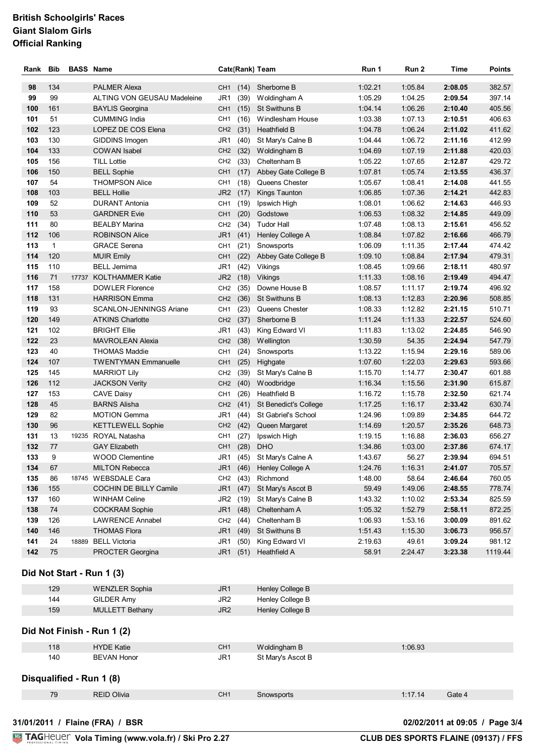**British Schoolgirls' Races**
**Giant Slalom Girls**
**Official Ranking**

| Rank | Bib | BASS | Name | Cate | (Rank) | Team | Run 1 | Run 2 | Time | Points |
|---|---|---|---|---|---|---|---|---|---|---|
| 98 | 134 | | PALMER Alexa | CH1 | (14) | Sherborne B | 1:02.21 | 1:05.84 | 2:08.05 | 382.57 |
| 99 | 99 | | ALTING VON GEUSAU Madeleine | JR1 | (39) | Woldingham A | 1:05.29 | 1:04.25 | 2:09.54 | 397.14 |
| 100 | 161 | | BAYLIS Georgina | CH1 | (15) | St Swithuns B | 1:04.14 | 1:06.26 | 2:10.40 | 405.56 |
| 101 | 51 | | CUMMING India | CH1 | (16) | Windlesham House | 1:03.38 | 1:07.13 | 2:10.51 | 406.63 |
| 102 | 123 | | LOPEZ DE COS Elena | CH2 | (31) | Heathfield B | 1:04.78 | 1:06.24 | 2:11.02 | 411.62 |
| 103 | 130 | | GIDDINS Imogen | JR1 | (40) | St Mary's Calne B | 1:04.44 | 1:06.72 | 2:11.16 | 412.99 |
| 104 | 133 | | COWAN Isabel | CH2 | (32) | Woldingham B | 1:04.69 | 1:07.19 | 2:11.88 | 420.03 |
| 105 | 156 | | TILL Lottie | CH2 | (33) | Cheltenham B | 1:05.22 | 1:07.65 | 2:12.87 | 429.72 |
| 106 | 150 | | BELL Sophie | CH1 | (17) | Abbey Gate College B | 1:07.81 | 1:05.74 | 2:13.55 | 436.37 |
| 107 | 54 | | THOMPSON Alice | CH1 | (18) | Queens Chester | 1:05.67 | 1:08.41 | 2:14.08 | 441.55 |
| 108 | 103 | | BELL Hollie | JR2 | (17) | Kings Taunton | 1:06.85 | 1:07.36 | 2:14.21 | 442.83 |
| 109 | 52 | | DURANT Antonia | CH1 | (19) | Ipswich High | 1:08.01 | 1:06.62 | 2:14.63 | 446.93 |
| 110 | 53 | | GARDNER Evie | CH1 | (20) | Godstowe | 1:06.53 | 1:08.32 | 2:14.85 | 449.09 |
| 111 | 80 | | BEALBY Marina | CH2 | (34) | Tudor Hall | 1:07.48 | 1:08.13 | 2:15.61 | 456.52 |
| 112 | 106 | | ROBINSON Alice | JR1 | (41) | Henley College A | 1:08.84 | 1:07.82 | 2:16.66 | 466.79 |
| 113 | 1 | | GRACE Serena | CH1 | (21) | Snowsports | 1:06.09 | 1:11.35 | 2:17.44 | 474.42 |
| 114 | 120 | | MUIR Emily | CH1 | (22) | Abbey Gate College B | 1:09.10 | 1:08.84 | 2:17.94 | 479.31 |
| 115 | 110 | | BELL Jemima | JR1 | (42) | Vikings | 1:08.45 | 1:09.66 | 2:18.11 | 480.97 |
| 116 | 71 | 17737 | KOLTHAMMER Katie | JR2 | (18) | Vikings | 1:11.33 | 1:08.16 | 2:19.49 | 494.47 |
| 117 | 158 | | DOWLER Florence | CH2 | (35) | Downe House B | 1:08.57 | 1:11.17 | 2:19.74 | 496.92 |
| 118 | 131 | | HARRISON Emma | CH2 | (36) | St Swithuns B | 1:08.13 | 1:12.83 | 2:20.96 | 508.85 |
| 119 | 93 | | SCANLON-JENNINGS Ariane | CH1 | (23) | Queens Chester | 1:08.33 | 1:12.82 | 2:21.15 | 510.71 |
| 120 | 149 | | ATKINS Charlotte | CH2 | (37) | Sherborne B | 1:11.24 | 1:11.33 | 2:22.57 | 524.60 |
| 121 | 102 | | BRIGHT Ellie | JR1 | (43) | King Edward VI | 1:11.83 | 1:13.02 | 2:24.85 | 546.90 |
| 122 | 23 | | MAVROLEAN Alexia | CH2 | (38) | Wellington | 1:30.59 | 54.35 | 2:24.94 | 547.79 |
| 123 | 40 | | THOMAS Maddie | CH1 | (24) | Snowsports | 1:13.22 | 1:15.94 | 2:29.16 | 589.06 |
| 124 | 107 | | TWENTYMAN Emmanuelle | CH1 | (25) | Highgate | 1:07.60 | 1:22.03 | 2:29.63 | 593.66 |
| 125 | 145 | | MARRIOT Lily | CH2 | (39) | St Mary's Calne B | 1:15.70 | 1:14.77 | 2:30.47 | 601.88 |
| 126 | 112 | | JACKSON Verity | CH2 | (40) | Woodbridge | 1:16.34 | 1:15.56 | 2:31.90 | 615.87 |
| 127 | 153 | | CAVE Daisy | CH1 | (26) | Heathfield B | 1:16.72 | 1:15.78 | 2:32.50 | 621.74 |
| 128 | 45 | | BARNS Alisha | CH2 | (41) | St Benedict's College | 1:17.25 | 1:16.17 | 2:33.42 | 630.74 |
| 129 | 82 | | MOTION Gemma | JR1 | (44) | St Gabriel's School | 1:24.96 | 1:09.89 | 2:34.85 | 644.72 |
| 130 | 96 | | KETTLEWELL Sophie | CH2 | (42) | Queen Margaret | 1:14.69 | 1:20.57 | 2:35.26 | 648.73 |
| 131 | 13 | 19235 | ROYAL Natasha | CH1 | (27) | Ipswich High | 1:19.15 | 1:16.88 | 2:36.03 | 656.27 |
| 132 | 77 | | GAY Elizabeth | CH1 | (28) | DHO | 1:34.86 | 1:03.00 | 2:37.86 | 674.17 |
| 133 | 9 | | WOOD Clementine | JR1 | (45) | St Mary's Calne A | 1:43.67 | 56.27 | 2:39.94 | 694.51 |
| 134 | 67 | | MILTON Rebecca | JR1 | (46) | Henley College A | 1:24.76 | 1:16.31 | 2:41.07 | 705.57 |
| 135 | 86 | 18745 | WEBSDALE Cara | CH2 | (43) | Richmond | 1:48.00 | 58.64 | 2:46.64 | 760.05 |
| 136 | 155 | | COCHIN DE BILLY Camile | JR1 | (47) | St Mary's Ascot B | 59.49 | 1:49.06 | 2:48.55 | 778.74 |
| 137 | 160 | | WINHAM Celine | JR2 | (19) | St Mary's Calne B | 1:43.32 | 1:10.02 | 2:53.34 | 825.59 |
| 138 | 74 | | COCKRAM Sophie | JR1 | (48) | Cheltenham A | 1:05.32 | 1:52.79 | 2:58.11 | 872.25 |
| 139 | 126 | | LAWRENCE Annabel | CH2 | (44) | Cheltenham B | 1:06.93 | 1:53.16 | 3:00.09 | 891.62 |
| 140 | 146 | | THOMAS Flora | JR1 | (49) | St Swithuns B | 1:51.43 | 1:15.30 | 3:06.73 | 956.57 |
| 141 | 24 | 18889 | BELL Victoria | JR1 | (50) | King Edward VI | 2:19.63 | 49.61 | 3:09.24 | 981.12 |
| 142 | 75 | | PROCTER Georgina | JR1 | (51) | Heathfield A | 58.91 | 2:24.47 | 3:23.38 | 1119.44 |

### Did Not Start - Run 1 (3)

| Bib | Name | Cate | Team |
|---|---|---|---|
| 129 | WENZLER Sophia | JR1 | Henley College B |
| 144 | GILDER Amy | JR2 | Henley College B |
| 159 | MULLETT Bethany | JR2 | Henley College B |

### Did Not Finish - Run 1 (2)

| Bib | Name | Cate | Team | Run |
|---|---|---|---|---|
| 118 | HYDE Katie | CH1 | Woldingham B | 1:06.93 |
| 140 | BEVAN Honor | JR1 | St Mary's Ascot B | |

### Disqualified - Run 1 (8)

| Bib | Name | Cate | Team | Run | Reason |
|---|---|---|---|---|---|
| 79 | REID Olivia | CH1 | Snowsports | 1:17.14 | Gate 4 |

31/01/2011 / Flaine (FRA) / BSR — 02/02/2011 at 09:05

TAGHeuer Vola Timing (www.vola.fr) / Ski Pro 2.27 — CLUB DES SPORTS FLAINE (09137) / FFS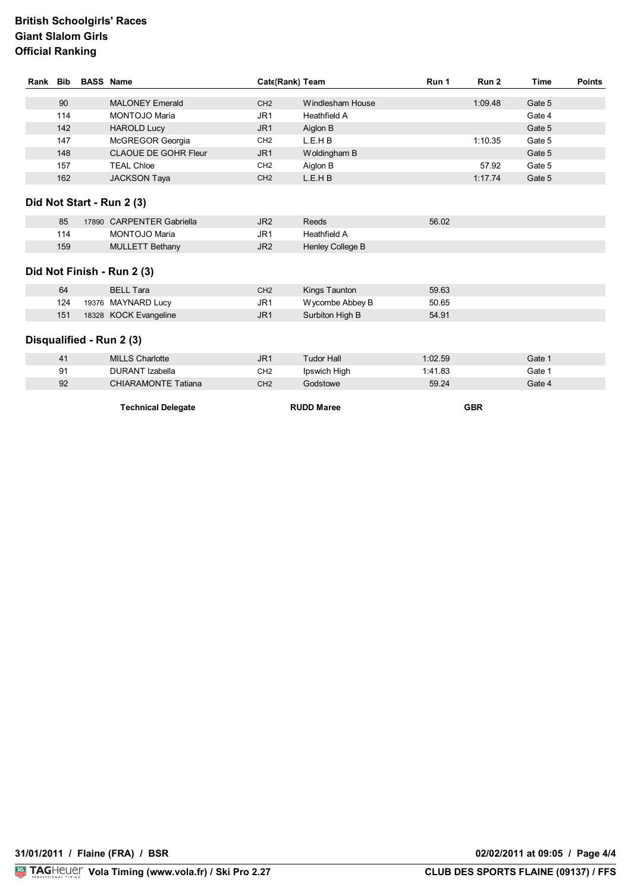# British Schoolgirls' Races
## Giant Slalom Girls
## Official Ranking

| Rank | Bib | BASS | Name | Cate(Rank) | Team | Run 1 | Run 2 | Time | Points |
|---|---|---|---|---|---|---|---|---|---|
| | 90 | | MALONEY Emerald | CH2 | Windlesham House | | 1:09.48 | Gate 5 | |
| | 114 | | MONTOJO Maria | JR1 | Heathfield A | | | Gate 4 | |
| | 142 | | HAROLD Lucy | JR1 | Aiglon B | | | Gate 5 | |
| | 147 | | McGREGOR Georgia | CH2 | L.E.H B | | 1:10.35 | Gate 5 | |
| | 148 | | CLAOUE DE GOHR Fleur | JR1 | Woldingham B | | | Gate 5 | |
| | 157 | | TEAL Chloe | CH2 | Aiglon B | | 57.92 | Gate 5 | |
| | 162 | | JACKSON Taya | CH2 | L.E.H B | | 1:17.74 | Gate 5 | |

### Did Not Start - Run 2 (3)

| Rank | Bib | BASS | Name | Cate(Rank) | Team | Run 1 | Run 2 | Time | Points |
|---|---|---|---|---|---|---|---|---|---|
| | 85 | 17890 | CARPENTER Gabriella | JR2 | Reeds | 56.02 | | | |
| | 114 | | MONTOJO Maria | JR1 | Heathfield A | | | | |
| | 159 | | MULLETT Bethany | JR2 | Henley College B | | | | |

### Did Not Finish - Run 2 (3)

| Rank | Bib | BASS | Name | Cate(Rank) | Team | Run 1 | Run 2 | Time | Points |
|---|---|---|---|---|---|---|---|---|---|
| | 64 | | BELL Tara | CH2 | Kings Taunton | 59.63 | | | |
| | 124 | 19376 | MAYNARD Lucy | JR1 | Wycombe Abbey B | 50.65 | | | |
| | 151 | 18328 | KOCK Evangeline | JR1 | Surbiton High B | 54.91 | | | |

### Disqualified - Run 2 (3)

| Rank | Bib | BASS | Name | Cate(Rank) | Team | Run 1 | Run 2 | Time | Points |
|---|---|---|---|---|---|---|---|---|---|
| | 41 | | MILLS Charlotte | JR1 | Tudor Hall | 1:02.59 | | Gate 1 | |
| | 91 | | DURANT Izabella | CH2 | Ipswich High | 1:41.83 | | Gate 1 | |
| | 92 | | CHIARAMONTE Tatiana | CH2 | Godstowe | 59.24 | | Gate 4 | |

**Technical Delegate** **RUDD Maree** **GBR**

**31/01/2011 / Flaine (FRA) / BSR** **02/02/2011 at 09:05**

TAGHeuer **Vola Timing (www.vola.fr) / Ski Pro 2.27** **CLUB DES SPORTS FLAINE (09137) / FFS**